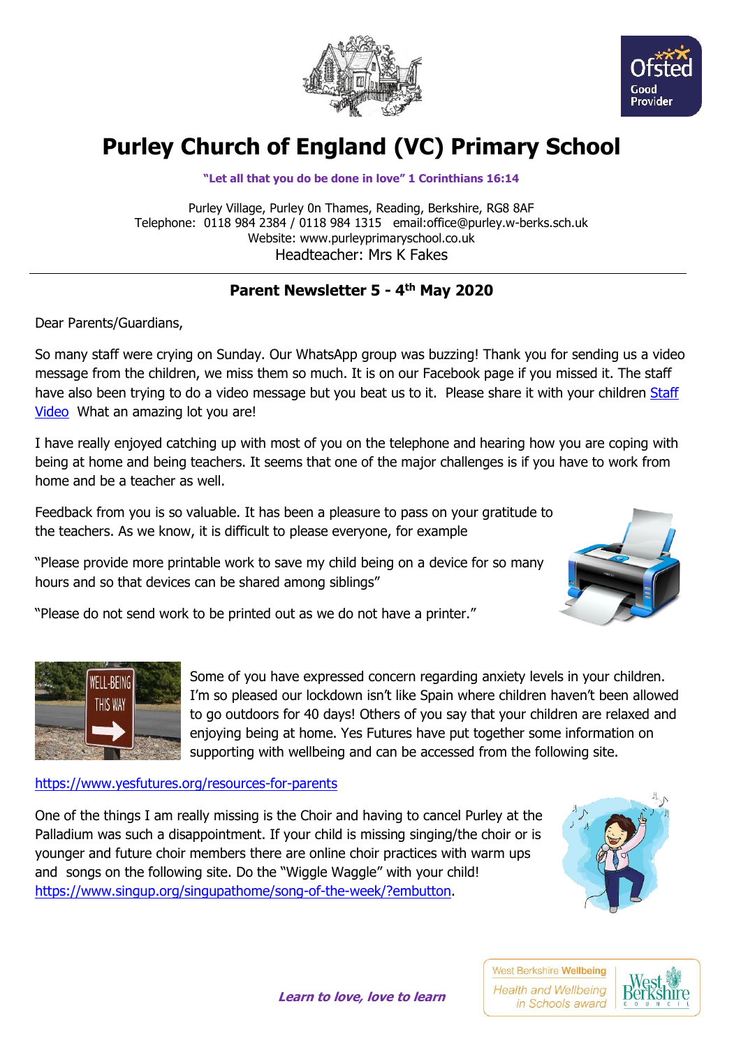# Purley Church of England (VC) Primary School

**"Let all that you do be done in love" 1 Corinthians 16:14**

Purley Village, Purley 0n Thames, Reading, Berkshire, RG8 8AF
Telephone: 0118 984 2384 / 0118 984 1315 email:office@purley.w-berks.sch.uk
Website: www.purleyprimaryschool.co.uk
Headteacher: Mrs K Fakes

## Parent Newsletter 5 - 4th May 2020

Dear Parents/Guardians,

So many staff were crying on Sunday. Our WhatsApp group was buzzing! Thank you for sending us a video message from the children, we miss them so much. It is on our Facebook page if you missed it. The staff have also been trying to do a video message but you beat us to it. Please share it with your children Staff Video What an amazing lot you are!

I have really enjoyed catching up with most of you on the telephone and hearing how you are coping with being at home and being teachers. It seems that one of the major challenges is if you have to work from home and be a teacher as well.

Feedback from you is so valuable. It has been a pleasure to pass on your gratitude to the teachers. As we know, it is difficult to please everyone, for example

"Please provide more printable work to save my child being on a device for so many hours and so that devices can be shared among siblings"

"Please do not send work to be printed out as we do not have a printer."

Some of you have expressed concern regarding anxiety levels in your children. I'm so pleased our lockdown isn't like Spain where children haven't been allowed to go outdoors for 40 days! Others of you say that your children are relaxed and enjoying being at home. Yes Futures have put together some information on supporting with wellbeing and can be accessed from the following site.

https://www.yesfutures.org/resources-for-parents

One of the things I am really missing is the Choir and having to cancel Purley at the Palladium was such a disappointment. If your child is missing singing/the choir or is younger and future choir members there are online choir practices with warm ups and songs on the following site. Do the "Wiggle Waggle" with your child! https://www.singup.org/singupathome/song-of-the-week/?embutton.

***Learn to love, love to learn***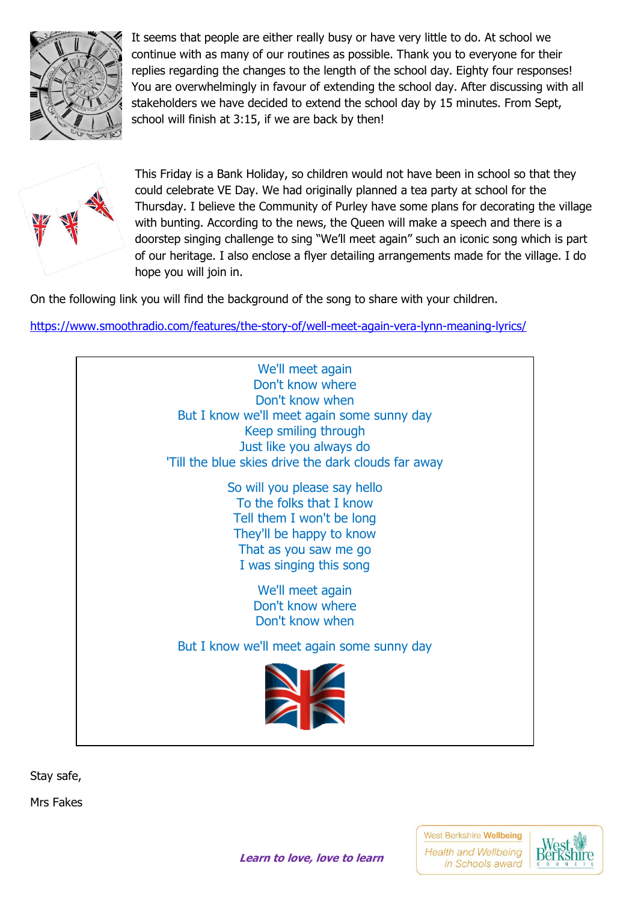It seems that people are either really busy or have very little to do. At school we continue with as many of our routines as possible. Thank you to everyone for their replies regarding the changes to the length of the school day. Eighty four responses! You are overwhelmingly in favour of extending the school day. After discussing with all stakeholders we have decided to extend the school day by 15 minutes. From Sept, school will finish at 3:15, if we are back by then!

This Friday is a Bank Holiday, so children would not have been in school so that they could celebrate VE Day. We had originally planned a tea party at school for the Thursday. I believe the Community of Purley have some plans for decorating the village with bunting. According to the news, the Queen will make a speech and there is a doorstep singing challenge to sing "We'll meet again" such an iconic song which is part of our heritage. I also enclose a flyer detailing arrangements made for the village. I do hope you will join in.

On the following link you will find the background of the song to share with your children.

https://www.smoothradio.com/features/the-story-of/well-meet-again-vera-lynn-meaning-lyrics/

We'll meet again  
Don't know where  
Don't know when  
But I know we'll meet again some sunny day  
Keep smiling through  
Just like you always do  
'Till the blue skies drive the dark clouds far away

So will you please say hello  
To the folks that I know  
Tell them I won't be long  
They'll be happy to know  
That as you saw me go  
I was singing this song

We'll meet again  
Don't know where  
Don't know when

But I know we'll meet again some sunny day

Stay safe,

Mrs Fakes

***Learn to love, love to learn***

West Berkshire Wellbeing  
Health and Wellbeing in Schools award  
West Berkshire Council